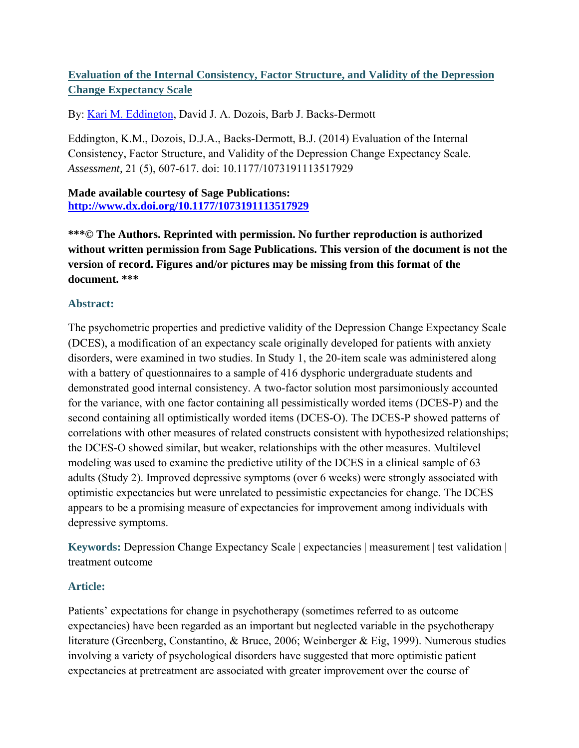# [Evaluation of the Internal Consistency, Factor Structure, and Validity of the Depression Change Expectancy Scale](#)

By: [Kari M. Eddington](#), David J. A. Dozois, Barb J. Backs-Dermott

Eddington, K.M., Dozois, D.J.A., Backs-Dermott, B.J. (2014) Evaluation of the Internal Consistency, Factor Structure, and Validity of the Depression Change Expectancy Scale. *Assessment,* 21 (5), 607-617. doi: 10.1177/1073191113517929

**Made available courtesy of Sage Publications:**
**[http://www.dx.doi.org/10.1177/1073191113517929](http://www.dx.doi.org/10.1177/1073191113517929)**

**\*\*\*© The Authors. Reprinted with permission. No further reproduction is authorized without written permission from Sage Publications. This version of the document is not the version of record. Figures and/or pictures may be missing from this format of the document. \*\*\***

## Abstract:

The psychometric properties and predictive validity of the Depression Change Expectancy Scale (DCES), a modification of an expectancy scale originally developed for patients with anxiety disorders, were examined in two studies. In Study 1, the 20-item scale was administered along with a battery of questionnaires to a sample of 416 dysphoric undergraduate students and demonstrated good internal consistency. A two-factor solution most parsimoniously accounted for the variance, with one factor containing all pessimistically worded items (DCES-P) and the second containing all optimistically worded items (DCES-O). The DCES-P showed patterns of correlations with other measures of related constructs consistent with hypothesized relationships; the DCES-O showed similar, but weaker, relationships with the other measures. Multilevel modeling was used to examine the predictive utility of the DCES in a clinical sample of 63 adults (Study 2). Improved depressive symptoms (over 6 weeks) were strongly associated with optimistic expectancies but were unrelated to pessimistic expectancies for change. The DCES appears to be a promising measure of expectancies for improvement among individuals with depressive symptoms.

**Keywords:** Depression Change Expectancy Scale | expectancies | measurement | test validation | treatment outcome

## Article:

Patients' expectations for change in psychotherapy (sometimes referred to as outcome expectancies) have been regarded as an important but neglected variable in the psychotherapy literature (Greenberg, Constantino, & Bruce, 2006; Weinberger & Eig, 1999). Numerous studies involving a variety of psychological disorders have suggested that more optimistic patient expectancies at pretreatment are associated with greater improvement over the course of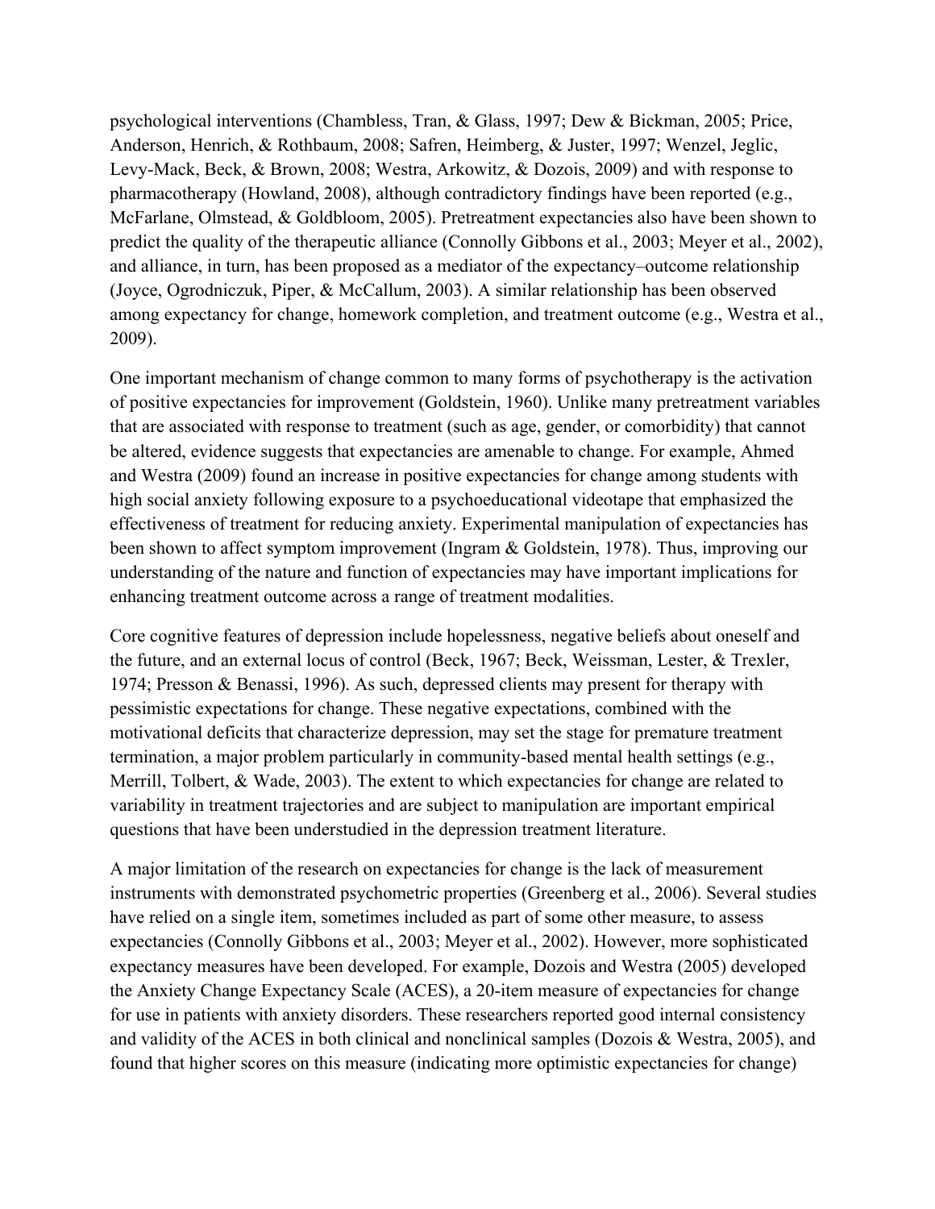psychological interventions (Chambless, Tran, & Glass, 1997; Dew & Bickman, 2005; Price, Anderson, Henrich, & Rothbaum, 2008; Safren, Heimberg, & Juster, 1997; Wenzel, Jeglic, Levy-Mack, Beck, & Brown, 2008; Westra, Arkowitz, & Dozois, 2009) and with response to pharmacotherapy (Howland, 2008), although contradictory findings have been reported (e.g., McFarlane, Olmstead, & Goldbloom, 2005). Pretreatment expectancies also have been shown to predict the quality of the therapeutic alliance (Connolly Gibbons et al., 2003; Meyer et al., 2002), and alliance, in turn, has been proposed as a mediator of the expectancy–outcome relationship (Joyce, Ogrodniczuk, Piper, & McCallum, 2003). A similar relationship has been observed among expectancy for change, homework completion, and treatment outcome (e.g., Westra et al., 2009).

One important mechanism of change common to many forms of psychotherapy is the activation of positive expectancies for improvement (Goldstein, 1960). Unlike many pretreatment variables that are associated with response to treatment (such as age, gender, or comorbidity) that cannot be altered, evidence suggests that expectancies are amenable to change. For example, Ahmed and Westra (2009) found an increase in positive expectancies for change among students with high social anxiety following exposure to a psychoeducational videotape that emphasized the effectiveness of treatment for reducing anxiety. Experimental manipulation of expectancies has been shown to affect symptom improvement (Ingram & Goldstein, 1978). Thus, improving our understanding of the nature and function of expectancies may have important implications for enhancing treatment outcome across a range of treatment modalities.

Core cognitive features of depression include hopelessness, negative beliefs about oneself and the future, and an external locus of control (Beck, 1967; Beck, Weissman, Lester, & Trexler, 1974; Presson & Benassi, 1996). As such, depressed clients may present for therapy with pessimistic expectations for change. These negative expectations, combined with the motivational deficits that characterize depression, may set the stage for premature treatment termination, a major problem particularly in community-based mental health settings (e.g., Merrill, Tolbert, & Wade, 2003). The extent to which expectancies for change are related to variability in treatment trajectories and are subject to manipulation are important empirical questions that have been understudied in the depression treatment literature.

A major limitation of the research on expectancies for change is the lack of measurement instruments with demonstrated psychometric properties (Greenberg et al., 2006). Several studies have relied on a single item, sometimes included as part of some other measure, to assess expectancies (Connolly Gibbons et al., 2003; Meyer et al., 2002). However, more sophisticated expectancy measures have been developed. For example, Dozois and Westra (2005) developed the Anxiety Change Expectancy Scale (ACES), a 20-item measure of expectancies for change for use in patients with anxiety disorders. These researchers reported good internal consistency and validity of the ACES in both clinical and nonclinical samples (Dozois & Westra, 2005), and found that higher scores on this measure (indicating more optimistic expectancies for change)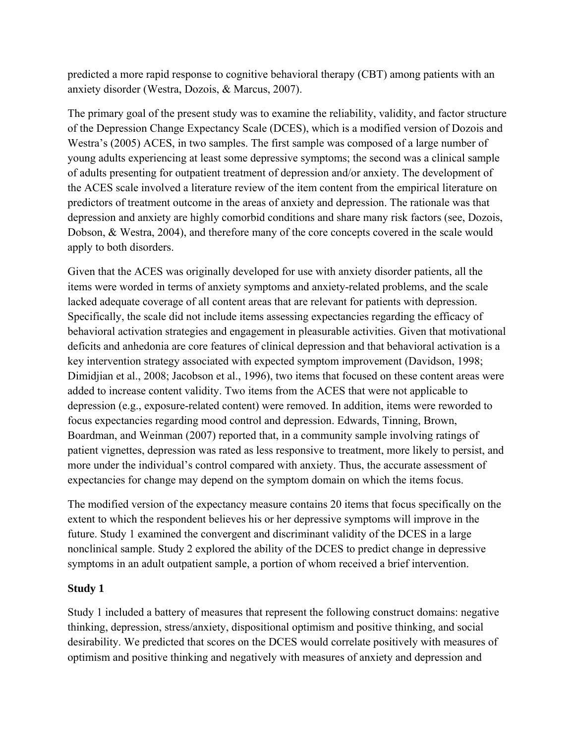predicted a more rapid response to cognitive behavioral therapy (CBT) among patients with an anxiety disorder (Westra, Dozois, & Marcus, 2007).

The primary goal of the present study was to examine the reliability, validity, and factor structure of the Depression Change Expectancy Scale (DCES), which is a modified version of Dozois and Westra's (2005) ACES, in two samples. The first sample was composed of a large number of young adults experiencing at least some depressive symptoms; the second was a clinical sample of adults presenting for outpatient treatment of depression and/or anxiety. The development of the ACES scale involved a literature review of the item content from the empirical literature on predictors of treatment outcome in the areas of anxiety and depression. The rationale was that depression and anxiety are highly comorbid conditions and share many risk factors (see, Dozois, Dobson, & Westra, 2004), and therefore many of the core concepts covered in the scale would apply to both disorders.

Given that the ACES was originally developed for use with anxiety disorder patients, all the items were worded in terms of anxiety symptoms and anxiety-related problems, and the scale lacked adequate coverage of all content areas that are relevant for patients with depression. Specifically, the scale did not include items assessing expectancies regarding the efficacy of behavioral activation strategies and engagement in pleasurable activities. Given that motivational deficits and anhedonia are core features of clinical depression and that behavioral activation is a key intervention strategy associated with expected symptom improvement (Davidson, 1998; Dimidjian et al., 2008; Jacobson et al., 1996), two items that focused on these content areas were added to increase content validity. Two items from the ACES that were not applicable to depression (e.g., exposure-related content) were removed. In addition, items were reworded to focus expectancies regarding mood control and depression. Edwards, Tinning, Brown, Boardman, and Weinman (2007) reported that, in a community sample involving ratings of patient vignettes, depression was rated as less responsive to treatment, more likely to persist, and more under the individual's control compared with anxiety. Thus, the accurate assessment of expectancies for change may depend on the symptom domain on which the items focus.

The modified version of the expectancy measure contains 20 items that focus specifically on the extent to which the respondent believes his or her depressive symptoms will improve in the future. Study 1 examined the convergent and discriminant validity of the DCES in a large nonclinical sample. Study 2 explored the ability of the DCES to predict change in depressive symptoms in an adult outpatient sample, a portion of whom received a brief intervention.

## Study 1

Study 1 included a battery of measures that represent the following construct domains: negative thinking, depression, stress/anxiety, dispositional optimism and positive thinking, and social desirability. We predicted that scores on the DCES would correlate positively with measures of optimism and positive thinking and negatively with measures of anxiety and depression and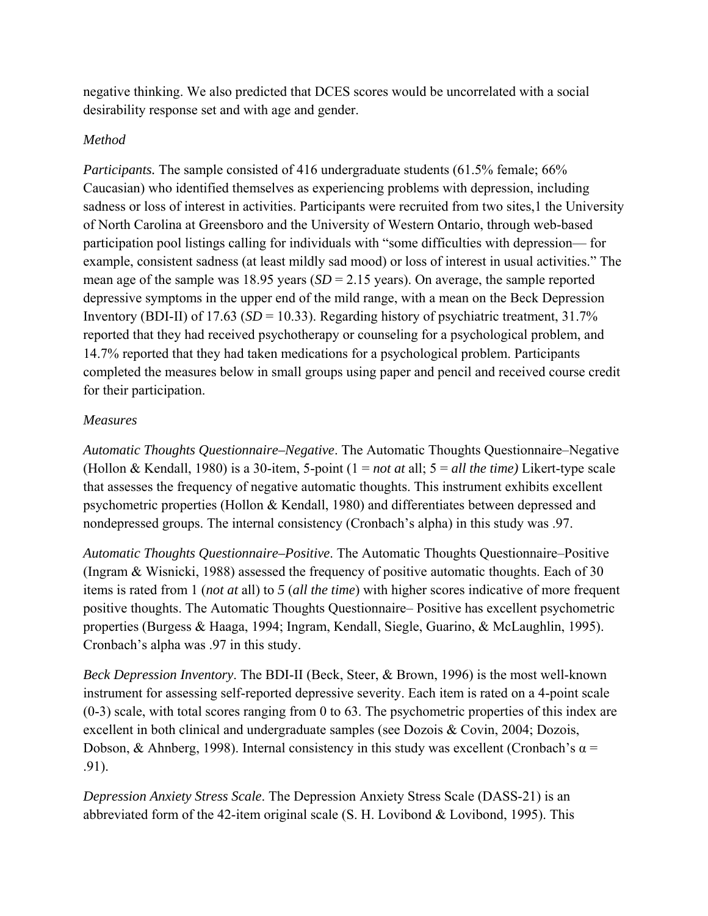negative thinking. We also predicted that DCES scores would be uncorrelated with a social desirability response set and with age and gender.

*Method*

*Participants.* The sample consisted of 416 undergraduate students (61.5% female; 66% Caucasian) who identified themselves as experiencing problems with depression, including sadness or loss of interest in activities. Participants were recruited from two sites,1 the University of North Carolina at Greensboro and the University of Western Ontario, through web-based participation pool listings calling for individuals with "some difficulties with depression— for example, consistent sadness (at least mildly sad mood) or loss of interest in usual activities." The mean age of the sample was 18.95 years (*SD* = 2.15 years). On average, the sample reported depressive symptoms in the upper end of the mild range, with a mean on the Beck Depression Inventory (BDI-II) of 17.63 (*SD* = 10.33). Regarding history of psychiatric treatment, 31.7% reported that they had received psychotherapy or counseling for a psychological problem, and 14.7% reported that they had taken medications for a psychological problem. Participants completed the measures below in small groups using paper and pencil and received course credit for their participation.

*Measures*

*Automatic Thoughts Questionnaire–Negative*. The Automatic Thoughts Questionnaire–Negative (Hollon & Kendall, 1980) is a 30-item, 5-point (1 = *not at* all; 5 = *all the time)* Likert-type scale that assesses the frequency of negative automatic thoughts. This instrument exhibits excellent psychometric properties (Hollon & Kendall, 1980) and differentiates between depressed and nondepressed groups. The internal consistency (Cronbach's alpha) in this study was .97.

*Automatic Thoughts Questionnaire–Positive*. The Automatic Thoughts Questionnaire–Positive (Ingram & Wisnicki, 1988) assessed the frequency of positive automatic thoughts. Each of 30 items is rated from 1 (*not at* all) to *5* (*all the time*) with higher scores indicative of more frequent positive thoughts. The Automatic Thoughts Questionnaire– Positive has excellent psychometric properties (Burgess & Haaga, 1994; Ingram, Kendall, Siegle, Guarino, & McLaughlin, 1995). Cronbach's alpha was .97 in this study.

*Beck Depression Inventory*. The BDI-II (Beck, Steer, & Brown, 1996) is the most well-known instrument for assessing self-reported depressive severity. Each item is rated on a 4-point scale (0-3) scale, with total scores ranging from 0 to 63. The psychometric properties of this index are excellent in both clinical and undergraduate samples (see Dozois & Covin, 2004; Dozois, Dobson, & Ahnberg, 1998). Internal consistency in this study was excellent (Cronbach's $\alpha$ = .91).

*Depression Anxiety Stress Scale*. The Depression Anxiety Stress Scale (DASS-21) is an abbreviated form of the 42-item original scale (S. H. Lovibond & Lovibond, 1995). This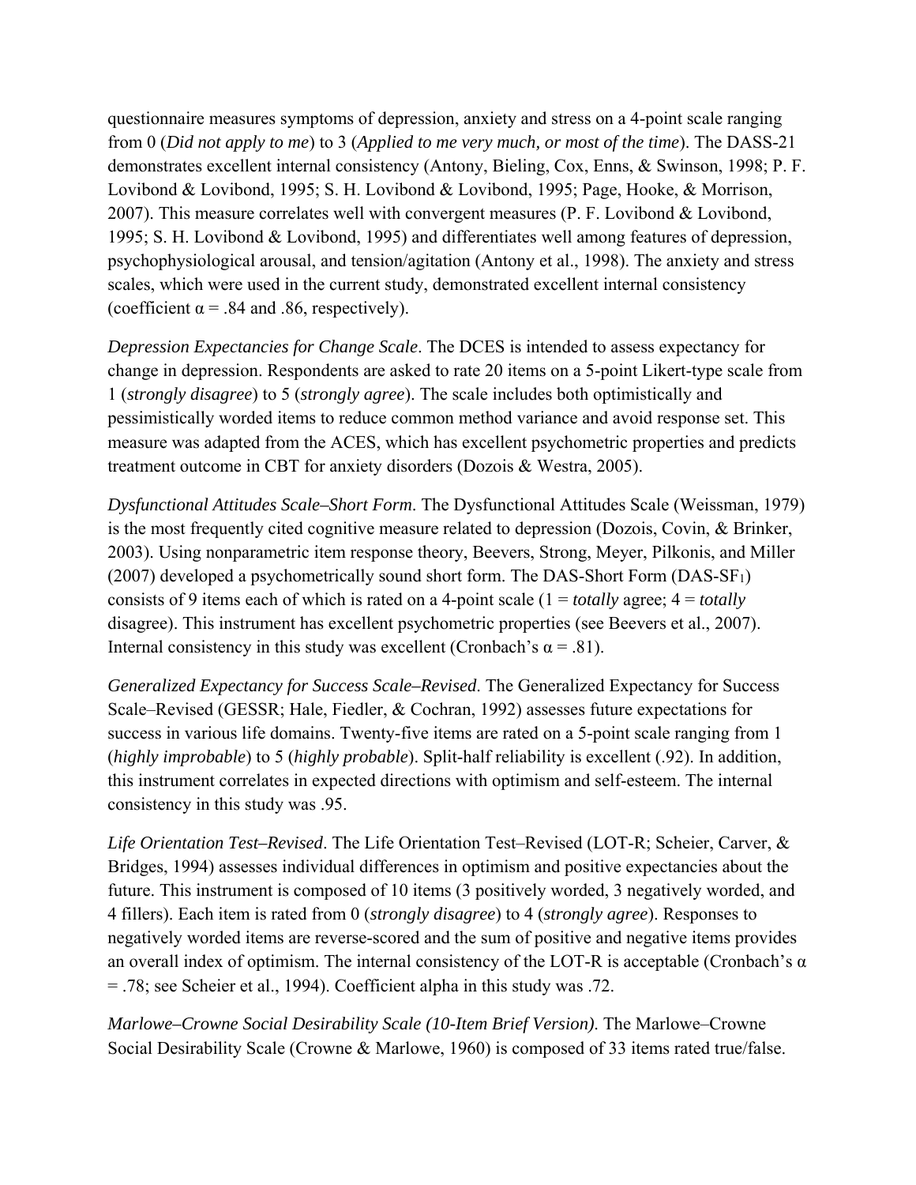questionnaire measures symptoms of depression, anxiety and stress on a 4-point scale ranging from 0 (*Did not apply to me*) to 3 (*Applied to me very much, or most of the time*). The DASS-21 demonstrates excellent internal consistency (Antony, Bieling, Cox, Enns, & Swinson, 1998; P. F. Lovibond & Lovibond, 1995; S. H. Lovibond & Lovibond, 1995; Page, Hooke, & Morrison, 2007). This measure correlates well with convergent measures (P. F. Lovibond & Lovibond, 1995; S. H. Lovibond & Lovibond, 1995) and differentiates well among features of depression, psychophysiological arousal, and tension/agitation (Antony et al., 1998). The anxiety and stress scales, which were used in the current study, demonstrated excellent internal consistency (coefficient $\alpha = .84$ and .86, respectively).

*Depression Expectancies for Change Scale*. The DCES is intended to assess expectancy for change in depression. Respondents are asked to rate 20 items on a 5-point Likert-type scale from 1 (*strongly disagree*) to 5 (*strongly agree*). The scale includes both optimistically and pessimistically worded items to reduce common method variance and avoid response set. This measure was adapted from the ACES, which has excellent psychometric properties and predicts treatment outcome in CBT for anxiety disorders (Dozois & Westra, 2005).

*Dysfunctional Attitudes Scale–Short Form*. The Dysfunctional Attitudes Scale (Weissman, 1979) is the most frequently cited cognitive measure related to depression (Dozois, Covin, & Brinker, 2003). Using nonparametric item response theory, Beevers, Strong, Meyer, Pilkonis, and Miller (2007) developed a psychometrically sound short form. The DAS-Short Form ($DAS\text{-}SF_1$) consists of 9 items each of which is rated on a 4-point scale (1 = *totally* agree; 4 = *totally* disagree). This instrument has excellent psychometric properties (see Beevers et al., 2007). Internal consistency in this study was excellent (Cronbach's $\alpha = .81$).

*Generalized Expectancy for Success Scale–Revised*. The Generalized Expectancy for Success Scale–Revised (GESSR; Hale, Fiedler, & Cochran, 1992) assesses future expectations for success in various life domains. Twenty-five items are rated on a 5-point scale ranging from 1 (*highly improbable*) to 5 (*highly probable*). Split-half reliability is excellent (.92). In addition, this instrument correlates in expected directions with optimism and self-esteem. The internal consistency in this study was .95.

*Life Orientation Test–Revised*. The Life Orientation Test–Revised (LOT-R; Scheier, Carver, & Bridges, 1994) assesses individual differences in optimism and positive expectancies about the future. This instrument is composed of 10 items (3 positively worded, 3 negatively worded, and 4 fillers). Each item is rated from 0 (*strongly disagree*) to 4 (*strongly agree*). Responses to negatively worded items are reverse-scored and the sum of positive and negative items provides an overall index of optimism. The internal consistency of the LOT-R is acceptable (Cronbach's $\alpha = .78$; see Scheier et al., 1994). Coefficient alpha in this study was .72.

*Marlowe–Crowne Social Desirability Scale (10-Item Brief Version)*. The Marlowe–Crowne Social Desirability Scale (Crowne & Marlowe, 1960) is composed of 33 items rated true/false.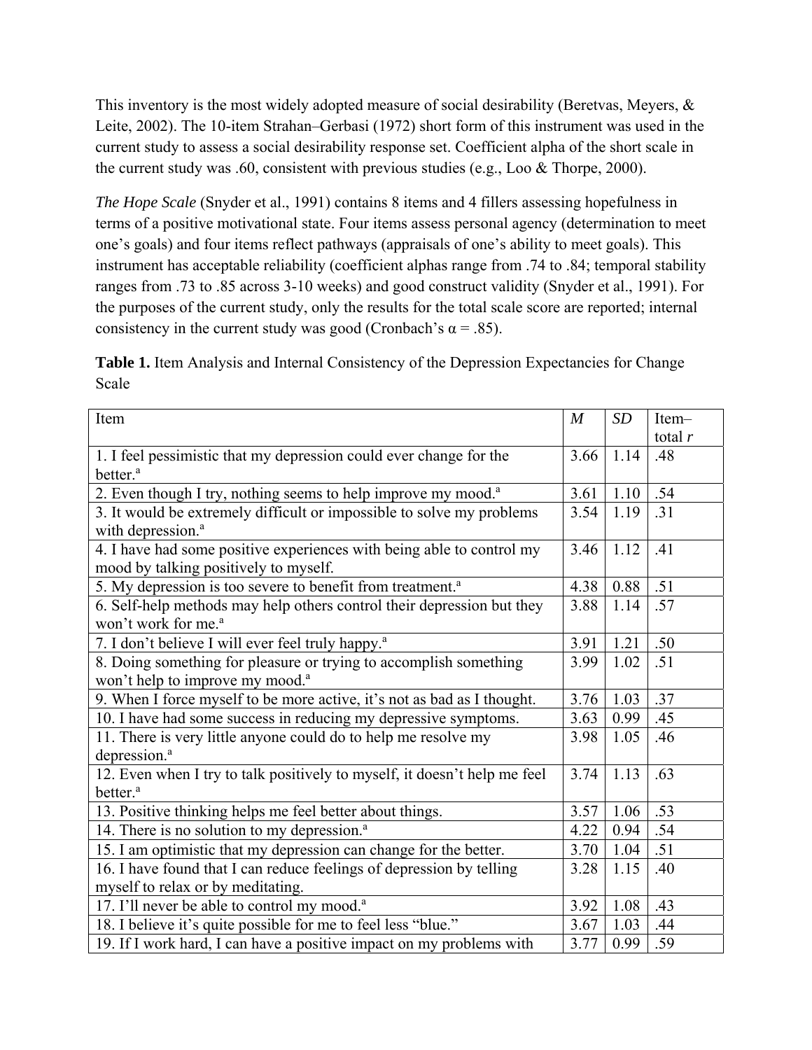This inventory is the most widely adopted measure of social desirability (Beretvas, Meyers, & Leite, 2002). The 10-item Strahan–Gerbasi (1972) short form of this instrument was used in the current study to assess a social desirability response set. Coefficient alpha of the short scale in the current study was .60, consistent with previous studies (e.g., Loo & Thorpe, 2000).

*The Hope Scale* (Snyder et al., 1991) contains 8 items and 4 fillers assessing hopefulness in terms of a positive motivational state. Four items assess personal agency (determination to meet one's goals) and four items reflect pathways (appraisals of one's ability to meet goals). This instrument has acceptable reliability (coefficient alphas range from .74 to .84; temporal stability ranges from .73 to .85 across 3-10 weeks) and good construct validity (Snyder et al., 1991). For the purposes of the current study, only the results for the total scale score are reported; internal consistency in the current study was good (Cronbach's α = .85).

**Table 1.** Item Analysis and Internal Consistency of the Depression Expectancies for Change Scale

| Item | *M* | *SD* | Item–total *r* |
|---|---|---|---|
| 1. I feel pessimistic that my depression could ever change for the better.[a] | 3.66 | 1.14 | .48 |
| 2. Even though I try, nothing seems to help improve my mood.[a] | 3.61 | 1.10 | .54 |
| 3. It would be extremely difficult or impossible to solve my problems with depression.[a] | 3.54 | 1.19 | .31 |
| 4. I have had some positive experiences with being able to control my mood by talking positively to myself. | 3.46 | 1.12 | .41 |
| 5. My depression is too severe to benefit from treatment.[a] | 4.38 | 0.88 | .51 |
| 6. Self-help methods may help others control their depression but they won't work for me.[a] | 3.88 | 1.14 | .57 |
| 7. I don't believe I will ever feel truly happy.[a] | 3.91 | 1.21 | .50 |
| 8. Doing something for pleasure or trying to accomplish something won't help to improve my mood.[a] | 3.99 | 1.02 | .51 |
| 9. When I force myself to be more active, it's not as bad as I thought. | 3.76 | 1.03 | .37 |
| 10. I have had some success in reducing my depressive symptoms. | 3.63 | 0.99 | .45 |
| 11. There is very little anyone could do to help me resolve my depression.[a] | 3.98 | 1.05 | .46 |
| 12. Even when I try to talk positively to myself, it doesn't help me feel better.[a] | 3.74 | 1.13 | .63 |
| 13. Positive thinking helps me feel better about things. | 3.57 | 1.06 | .53 |
| 14. There is no solution to my depression.[a] | 4.22 | 0.94 | .54 |
| 15. I am optimistic that my depression can change for the better. | 3.70 | 1.04 | .51 |
| 16. I have found that I can reduce feelings of depression by telling myself to relax or by meditating. | 3.28 | 1.15 | .40 |
| 17. I'll never be able to control my mood.[a] | 3.92 | 1.08 | .43 |
| 18. I believe it's quite possible for me to feel less "blue." | 3.67 | 1.03 | .44 |
| 19. If I work hard, I can have a positive impact on my problems with | 3.77 | 0.99 | .59 |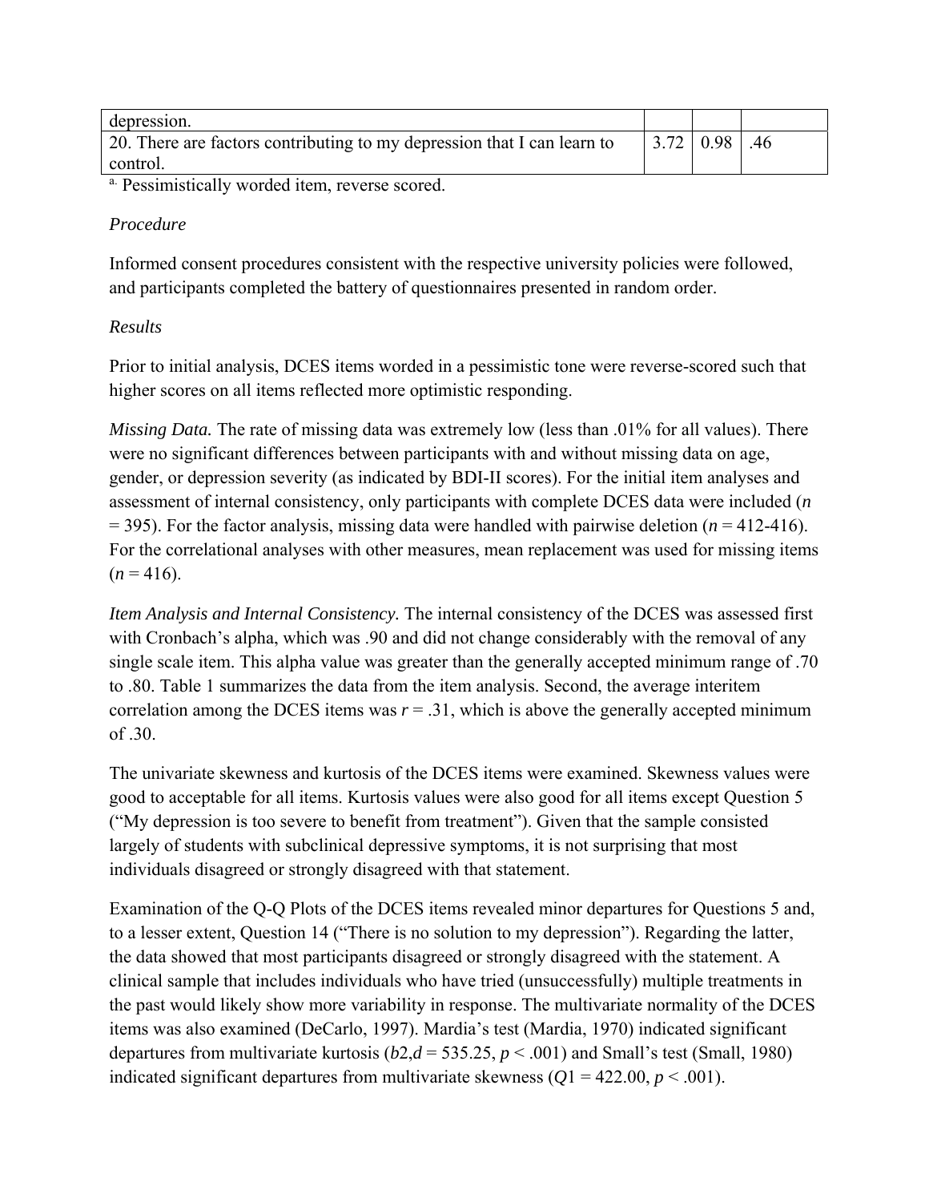| depression. | | | |
| --- | --- | --- | --- |
| 20. There are factors contributing to my depression that I can learn to control. | 3.72 | 0.98 | .46 |

[a.] Pessimistically worded item, reverse scored.

*Procedure*

Informed consent procedures consistent with the respective university policies were followed, and participants completed the battery of questionnaires presented in random order.

*Results*

Prior to initial analysis, DCES items worded in a pessimistic tone were reverse-scored such that higher scores on all items reflected more optimistic responding.

*Missing Data.* The rate of missing data was extremely low (less than .01% for all values). There were no significant differences between participants with and without missing data on age, gender, or depression severity (as indicated by BDI-II scores). For the initial item analyses and assessment of internal consistency, only participants with complete DCES data were included ($n = 395$). For the factor analysis, missing data were handled with pairwise deletion ($n = 412$-$416$). For the correlational analyses with other measures, mean replacement was used for missing items ($n = 416$).

*Item Analysis and Internal Consistency.* The internal consistency of the DCES was assessed first with Cronbach's alpha, which was .90 and did not change considerably with the removal of any single scale item. This alpha value was greater than the generally accepted minimum range of .70 to .80. Table 1 summarizes the data from the item analysis. Second, the average interitem correlation among the DCES items was $r = .31$, which is above the generally accepted minimum of .30.

The univariate skewness and kurtosis of the DCES items were examined. Skewness values were good to acceptable for all items. Kurtosis values were also good for all items except Question 5 ("My depression is too severe to benefit from treatment"). Given that the sample consisted largely of students with subclinical depressive symptoms, it is not surprising that most individuals disagreed or strongly disagreed with that statement.

Examination of the Q-Q Plots of the DCES items revealed minor departures for Questions 5 and, to a lesser extent, Question 14 ("There is no solution to my depression"). Regarding the latter, the data showed that most participants disagreed or strongly disagreed with the statement. A clinical sample that includes individuals who have tried (unsuccessfully) multiple treatments in the past would likely show more variability in response. The multivariate normality of the DCES items was also examined (DeCarlo, 1997). Mardia's test (Mardia, 1970) indicated significant departures from multivariate kurtosis ($b_{2,d} = 535.25$, $p < .001$) and Small's test (Small, 1980) indicated significant departures from multivariate skewness ($Q1 = 422.00$, $p < .001$).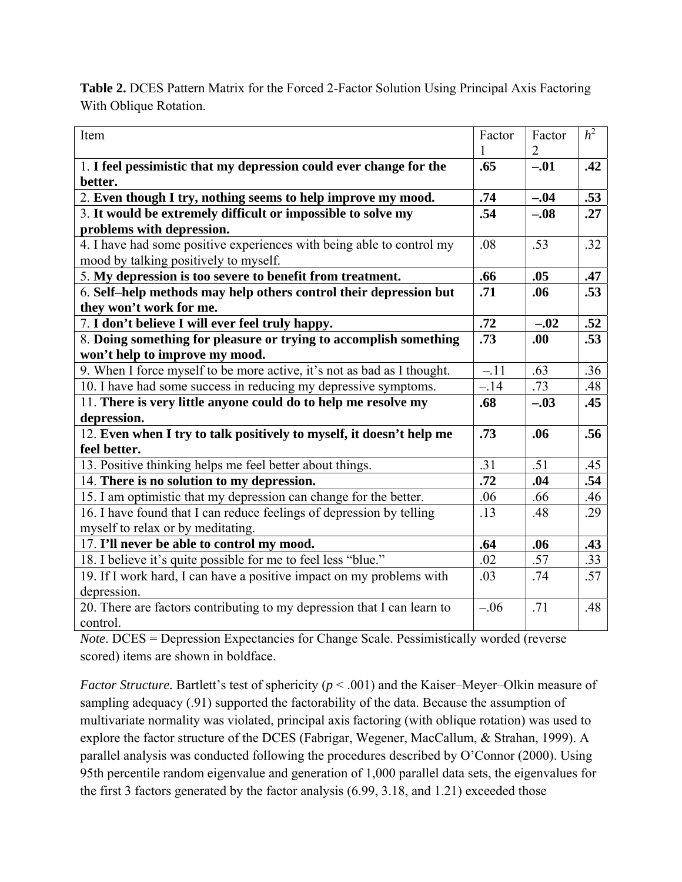**Table 2.** DCES Pattern Matrix for the Forced 2-Factor Solution Using Principal Axis Factoring With Oblique Rotation.

| Item | Factor 1 | Factor 2 | $h^2$ |
|---|---|---|---|
| 1. **I feel pessimistic that my depression could ever change for the better.** | **.65** | **–.01** | **.42** |
| 2. **Even though I try, nothing seems to help improve my mood.** | **.74** | **–.04** | **.53** |
| 3. **It would be extremely difficult or impossible to solve my problems with depression.** | **.54** | **–.08** | **.27** |
| 4. I have had some positive experiences with being able to control my mood by talking positively to myself. | .08 | .53 | .32 |
| 5. **My depression is too severe to benefit from treatment.** | **.66** | **.05** | **.47** |
| 6. **Self–help methods may help others control their depression but they won't work for me.** | **.71** | **.06** | **.53** |
| 7. **I don't believe I will ever feel truly happy.** | **.72** | **–.02** | **.52** |
| 8. **Doing something for pleasure or trying to accomplish something won't help to improve my mood.** | **.73** | **.00** | **.53** |
| 9. When I force myself to be more active, it's not as bad as I thought. | –.11 | .63 | .36 |
| 10. I have had some success in reducing my depressive symptoms. | –.14 | .73 | .48 |
| 11. **There is very little anyone could do to help me resolve my depression.** | **.68** | **–.03** | **.45** |
| 12. **Even when I try to talk positively to myself, it doesn't help me feel better.** | **.73** | **.06** | **.56** |
| 13. Positive thinking helps me feel better about things. | .31 | .51 | .45 |
| 14. **There is no solution to my depression.** | **.72** | **.04** | **.54** |
| 15. I am optimistic that my depression can change for the better. | .06 | .66 | .46 |
| 16. I have found that I can reduce feelings of depression by telling myself to relax or by meditating. | .13 | .48 | .29 |
| 17. **I'll never be able to control my mood.** | **.64** | **.06** | **.43** |
| 18. I believe it's quite possible for me to feel less "blue." | .02 | .57 | .33 |
| 19. If I work hard, I can have a positive impact on my problems with depression. | .03 | .74 | .57 |
| 20. There are factors contributing to my depression that I can learn to control. | –.06 | .71 | .48 |

*Note*. DCES = Depression Expectancies for Change Scale. Pessimistically worded (reverse scored) items are shown in boldface.

*Factor Structure.* Bartlett's test of sphericity ($p < .001$) and the Kaiser–Meyer–Olkin measure of sampling adequacy (.91) supported the factorability of the data. Because the assumption of multivariate normality was violated, principal axis factoring (with oblique rotation) was used to explore the factor structure of the DCES (Fabrigar, Wegener, MacCallum, & Strahan, 1999). A parallel analysis was conducted following the procedures described by O'Connor (2000). Using 95th percentile random eigenvalue and generation of 1,000 parallel data sets, the eigenvalues for the first 3 factors generated by the factor analysis (6.99, 3.18, and 1.21) exceeded those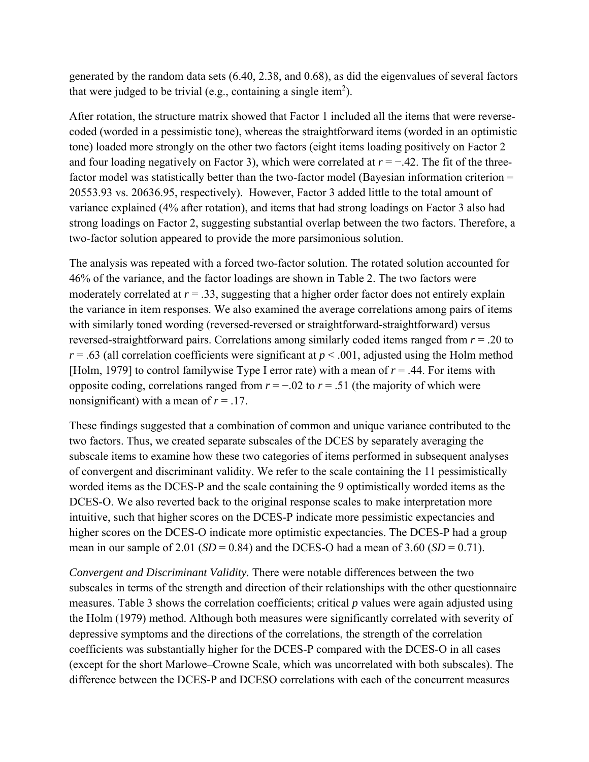generated by the random data sets (6.40, 2.38, and 0.68), as did the eigenvalues of several factors that were judged to be trivial (e.g., containing a single item[2]).

After rotation, the structure matrix showed that Factor 1 included all the items that were reverse-coded (worded in a pessimistic tone), whereas the straightforward items (worded in an optimistic tone) loaded more strongly on the other two factors (eight items loading positively on Factor 2 and four loading negatively on Factor 3), which were correlated at $r = -.42$. The fit of the three-factor model was statistically better than the two-factor model (Bayesian information criterion = 20553.93 vs. 20636.95, respectively). However, Factor 3 added little to the total amount of variance explained (4% after rotation), and items that had strong loadings on Factor 3 also had strong loadings on Factor 2, suggesting substantial overlap between the two factors. Therefore, a two-factor solution appeared to provide the more parsimonious solution.

The analysis was repeated with a forced two-factor solution. The rotated solution accounted for 46% of the variance, and the factor loadings are shown in Table 2. The two factors were moderately correlated at $r = .33$, suggesting that a higher order factor does not entirely explain the variance in item responses. We also examined the average correlations among pairs of items with similarly toned wording (reversed-reversed or straightforward-straightforward) versus reversed-straightforward pairs. Correlations among similarly coded items ranged from $r = .20$ to $r = .63$ (all correlation coefficients were significant at $p < .001$, adjusted using the Holm method [Holm, 1979] to control familywise Type I error rate) with a mean of $r = .44$. For items with opposite coding, correlations ranged from $r = -.02$ to $r = .51$ (the majority of which were nonsignificant) with a mean of $r = .17$.

These findings suggested that a combination of common and unique variance contributed to the two factors. Thus, we created separate subscales of the DCES by separately averaging the subscale items to examine how these two categories of items performed in subsequent analyses of convergent and discriminant validity. We refer to the scale containing the 11 pessimistically worded items as the DCES-P and the scale containing the 9 optimistically worded items as the DCES-O. We also reverted back to the original response scales to make interpretation more intuitive, such that higher scores on the DCES-P indicate more pessimistic expectancies and higher scores on the DCES-O indicate more optimistic expectancies. The DCES-P had a group mean in our sample of 2.01 ($SD = 0.84$) and the DCES-O had a mean of 3.60 ($SD = 0.71$).

*Convergent and Discriminant Validity.* There were notable differences between the two subscales in terms of the strength and direction of their relationships with the other questionnaire measures. Table 3 shows the correlation coefficients; critical $p$ values were again adjusted using the Holm (1979) method. Although both measures were significantly correlated with severity of depressive symptoms and the directions of the correlations, the strength of the correlation coefficients was substantially higher for the DCES-P compared with the DCES-O in all cases (except for the short Marlowe–Crowne Scale, which was uncorrelated with both subscales). The difference between the DCES-P and DCESO correlations with each of the concurrent measures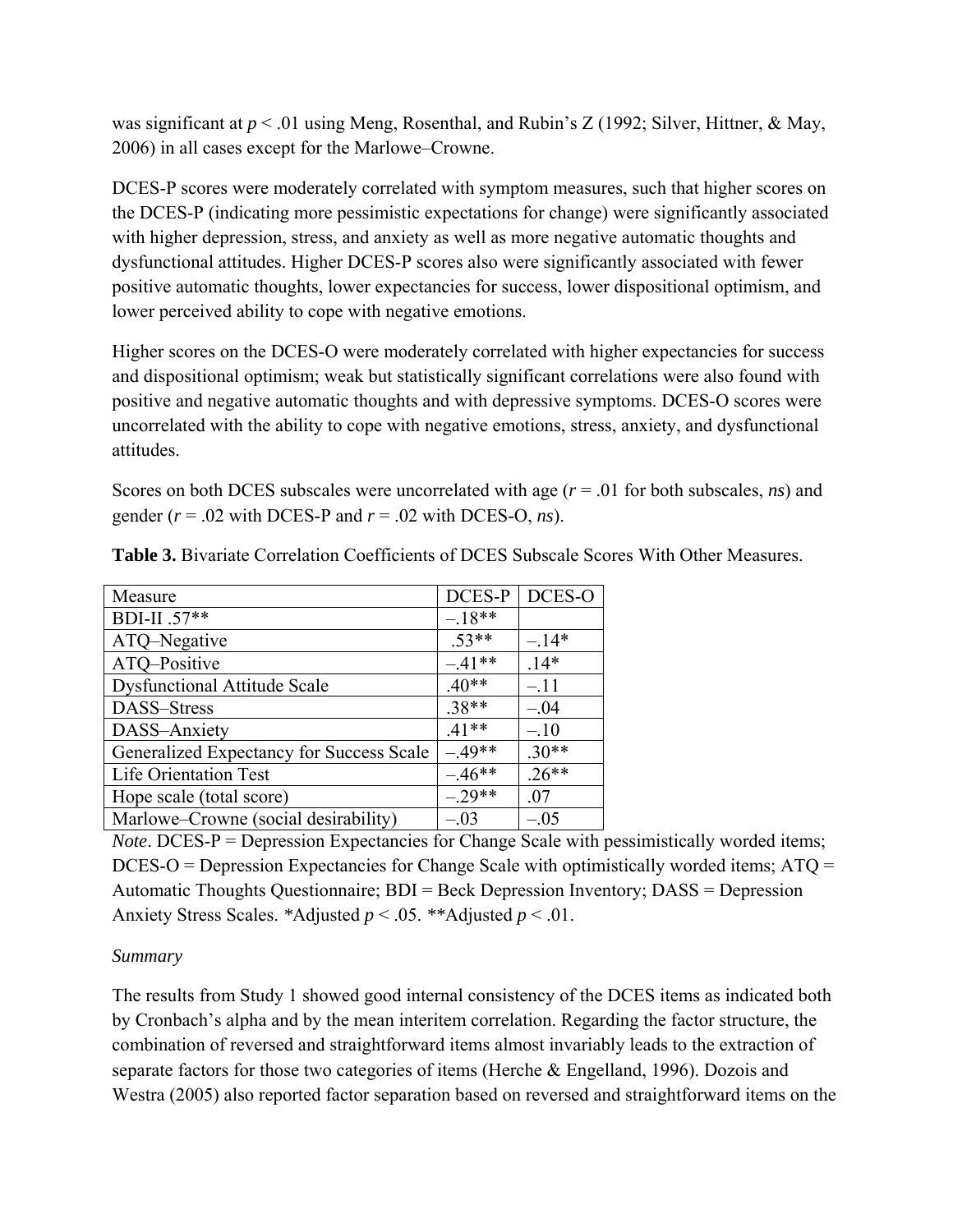was significant at $p < .01$ using Meng, Rosenthal, and Rubin's Z (1992; Silver, Hittner, & May, 2006) in all cases except for the Marlowe–Crowne.

DCES-P scores were moderately correlated with symptom measures, such that higher scores on the DCES-P (indicating more pessimistic expectations for change) were significantly associated with higher depression, stress, and anxiety as well as more negative automatic thoughts and dysfunctional attitudes. Higher DCES-P scores also were significantly associated with fewer positive automatic thoughts, lower expectancies for success, lower dispositional optimism, and lower perceived ability to cope with negative emotions.

Higher scores on the DCES-O were moderately correlated with higher expectancies for success and dispositional optimism; weak but statistically significant correlations were also found with positive and negative automatic thoughts and with depressive symptoms. DCES-O scores were uncorrelated with the ability to cope with negative emotions, stress, anxiety, and dysfunctional attitudes.

Scores on both DCES subscales were uncorrelated with age ($r = .01$ for both subscales, *ns*) and gender ($r = .02$ with DCES-P and $r = .02$ with DCES-O, *ns*).

**Table 3.** Bivariate Correlation Coefficients of DCES Subscale Scores With Other Measures.

| Measure | DCES-P | DCES-O |
|---|---|---|
| BDI-II .57** | –.18** | |
| ATQ–Negative | .53** | –.14* |
| ATQ–Positive | –.41** | .14* |
| Dysfunctional Attitude Scale | .40** | –.11 |
| DASS–Stress | .38** | –.04 |
| DASS–Anxiety | .41** | –.10 |
| Generalized Expectancy for Success Scale | –.49** | .30** |
| Life Orientation Test | –.46** | .26** |
| Hope scale (total score) | –.29** | .07 |
| Marlowe–Crowne (social desirability) | –.03 | –.05 |

*Note*. DCES-P = Depression Expectancies for Change Scale with pessimistically worded items; DCES-O = Depression Expectancies for Change Scale with optimistically worded items; ATQ = Automatic Thoughts Questionnaire; BDI = Beck Depression Inventory; DASS = Depression Anxiety Stress Scales. *Adjusted $p < .05$. **Adjusted $p < .01$.

*Summary*

The results from Study 1 showed good internal consistency of the DCES items as indicated both by Cronbach's alpha and by the mean interitem correlation. Regarding the factor structure, the combination of reversed and straightforward items almost invariably leads to the extraction of separate factors for those two categories of items (Herche & Engelland, 1996). Dozois and Westra (2005) also reported factor separation based on reversed and straightforward items on the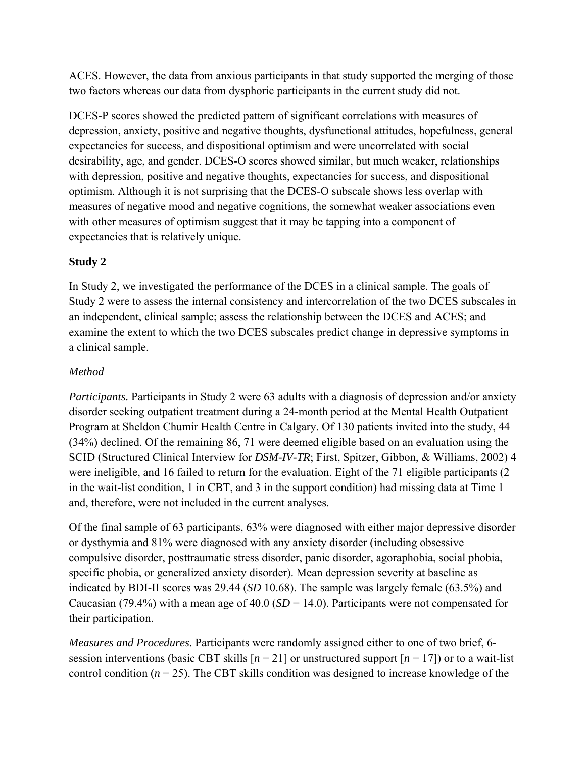ACES. However, the data from anxious participants in that study supported the merging of those two factors whereas our data from dysphoric participants in the current study did not.

DCES-P scores showed the predicted pattern of significant correlations with measures of depression, anxiety, positive and negative thoughts, dysfunctional attitudes, hopefulness, general expectancies for success, and dispositional optimism and were uncorrelated with social desirability, age, and gender. DCES-O scores showed similar, but much weaker, relationships with depression, positive and negative thoughts, expectancies for success, and dispositional optimism. Although it is not surprising that the DCES-O subscale shows less overlap with measures of negative mood and negative cognitions, the somewhat weaker associations even with other measures of optimism suggest that it may be tapping into a component of expectancies that is relatively unique.

## Study 2

In Study 2, we investigated the performance of the DCES in a clinical sample. The goals of Study 2 were to assess the internal consistency and intercorrelation of the two DCES subscales in an independent, clinical sample; assess the relationship between the DCES and ACES; and examine the extent to which the two DCES subscales predict change in depressive symptoms in a clinical sample.

### *Method*

*Participants.* Participants in Study 2 were 63 adults with a diagnosis of depression and/or anxiety disorder seeking outpatient treatment during a 24-month period at the Mental Health Outpatient Program at Sheldon Chumir Health Centre in Calgary. Of 130 patients invited into the study, 44 (34%) declined. Of the remaining 86, 71 were deemed eligible based on an evaluation using the SCID (Structured Clinical Interview for *DSM-IV-TR*; First, Spitzer, Gibbon, & Williams, 2002) 4 were ineligible, and 16 failed to return for the evaluation. Eight of the 71 eligible participants (2 in the wait-list condition, 1 in CBT, and 3 in the support condition) had missing data at Time 1 and, therefore, were not included in the current analyses.

Of the final sample of 63 participants, 63% were diagnosed with either major depressive disorder or dysthymia and 81% were diagnosed with any anxiety disorder (including obsessive compulsive disorder, posttraumatic stress disorder, panic disorder, agoraphobia, social phobia, specific phobia, or generalized anxiety disorder). Mean depression severity at baseline as indicated by BDI-II scores was 29.44 (*SD* 10.68). The sample was largely female (63.5%) and Caucasian (79.4%) with a mean age of 40.0 (*SD* = 14.0). Participants were not compensated for their participation.

*Measures and Procedures.* Participants were randomly assigned either to one of two brief, 6-session interventions (basic CBT skills [*n* = 21] or unstructured support [*n* = 17]) or to a wait-list control condition (*n* = 25). The CBT skills condition was designed to increase knowledge of the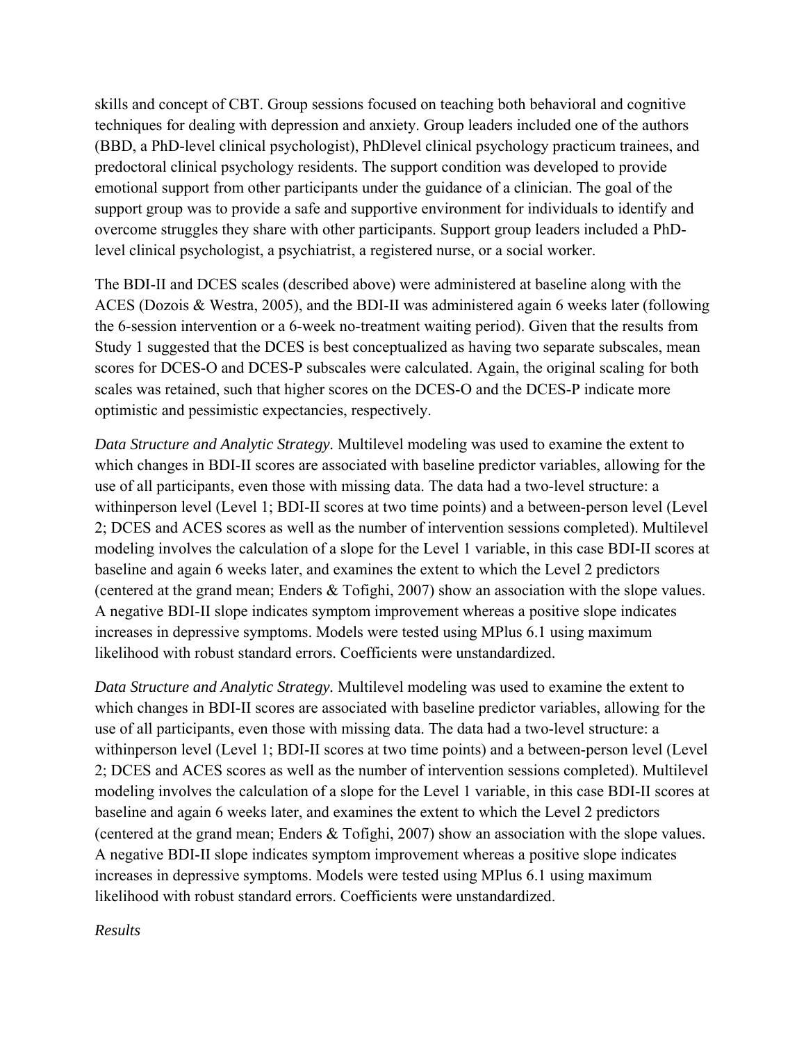skills and concept of CBT. Group sessions focused on teaching both behavioral and cognitive techniques for dealing with depression and anxiety. Group leaders included one of the authors (BBD, a PhD-level clinical psychologist), PhDlevel clinical psychology practicum trainees, and predoctoral clinical psychology residents. The support condition was developed to provide emotional support from other participants under the guidance of a clinician. The goal of the support group was to provide a safe and supportive environment for individuals to identify and overcome struggles they share with other participants. Support group leaders included a PhD-level clinical psychologist, a psychiatrist, a registered nurse, or a social worker.

The BDI-II and DCES scales (described above) were administered at baseline along with the ACES (Dozois & Westra, 2005), and the BDI-II was administered again 6 weeks later (following the 6-session intervention or a 6-week no-treatment waiting period). Given that the results from Study 1 suggested that the DCES is best conceptualized as having two separate subscales, mean scores for DCES-O and DCES-P subscales were calculated. Again, the original scaling for both scales was retained, such that higher scores on the DCES-O and the DCES-P indicate more optimistic and pessimistic expectancies, respectively.

*Data Structure and Analytic Strategy.* Multilevel modeling was used to examine the extent to which changes in BDI-II scores are associated with baseline predictor variables, allowing for the use of all participants, even those with missing data. The data had a two-level structure: a withinperson level (Level 1; BDI-II scores at two time points) and a between-person level (Level 2; DCES and ACES scores as well as the number of intervention sessions completed). Multilevel modeling involves the calculation of a slope for the Level 1 variable, in this case BDI-II scores at baseline and again 6 weeks later, and examines the extent to which the Level 2 predictors (centered at the grand mean; Enders & Tofighi, 2007) show an association with the slope values. A negative BDI-II slope indicates symptom improvement whereas a positive slope indicates increases in depressive symptoms. Models were tested using MPlus 6.1 using maximum likelihood with robust standard errors. Coefficients were unstandardized.

*Data Structure and Analytic Strategy.* Multilevel modeling was used to examine the extent to which changes in BDI-II scores are associated with baseline predictor variables, allowing for the use of all participants, even those with missing data. The data had a two-level structure: a withinperson level (Level 1; BDI-II scores at two time points) and a between-person level (Level 2; DCES and ACES scores as well as the number of intervention sessions completed). Multilevel modeling involves the calculation of a slope for the Level 1 variable, in this case BDI-II scores at baseline and again 6 weeks later, and examines the extent to which the Level 2 predictors (centered at the grand mean; Enders & Tofighi, 2007) show an association with the slope values. A negative BDI-II slope indicates symptom improvement whereas a positive slope indicates increases in depressive symptoms. Models were tested using MPlus 6.1 using maximum likelihood with robust standard errors. Coefficients were unstandardized.

*Results*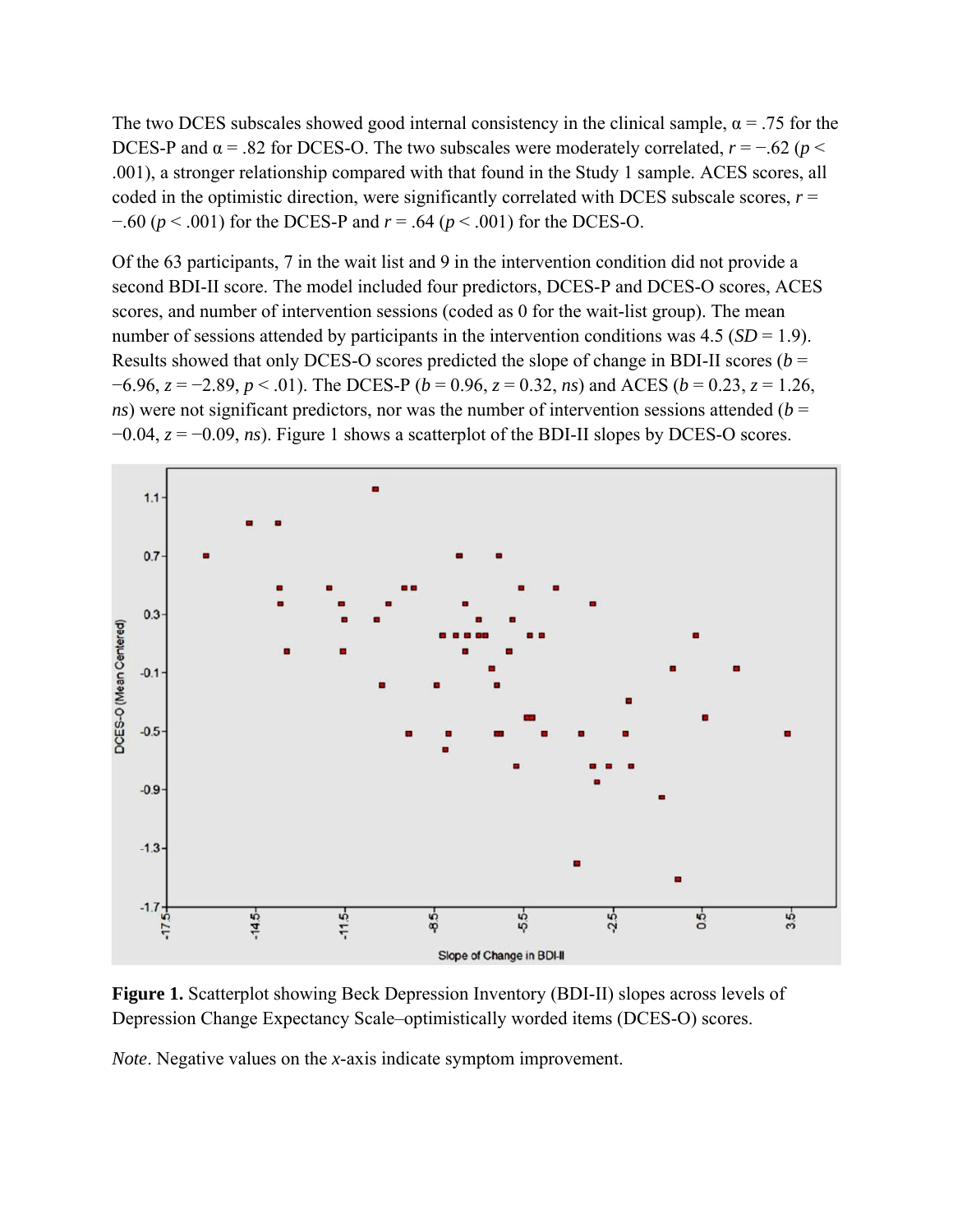The two DCES subscales showed good internal consistency in the clinical sample, α = .75 for the DCES-P and α = .82 for DCES-O. The two subscales were moderately correlated, $r = -.62$ ($p < .001$), a stronger relationship compared with that found in the Study 1 sample. ACES scores, all coded in the optimistic direction, were significantly correlated with DCES subscale scores, $r = -.60$ ($p < .001$) for the DCES-P and $r = .64$ ($p < .001$) for the DCES-O.

Of the 63 participants, 7 in the wait list and 9 in the intervention condition did not provide a second BDI-II score. The model included four predictors, DCES-P and DCES-O scores, ACES scores, and number of intervention sessions (coded as 0 for the wait-list group). The mean number of sessions attended by participants in the intervention conditions was 4.5 ($SD = 1.9$). Results showed that only DCES-O scores predicted the slope of change in BDI-II scores ($b = -6.96$, $z = -2.89$, $p < .01$). The DCES-P ($b = 0.96$, $z = 0.32$, *ns*) and ACES ($b = 0.23$, $z = 1.26$, *ns*) were not significant predictors, nor was the number of intervention sessions attended ($b = -0.04$, $z = -0.09$, *ns*). Figure 1 shows a scatterplot of the BDI-II slopes by DCES-O scores.

**Figure 1.** Scatterplot showing Beck Depression Inventory (BDI-II) slopes across levels of Depression Change Expectancy Scale–optimistically worded items (DCES-O) scores.

*Note*. Negative values on the *x*-axis indicate symptom improvement.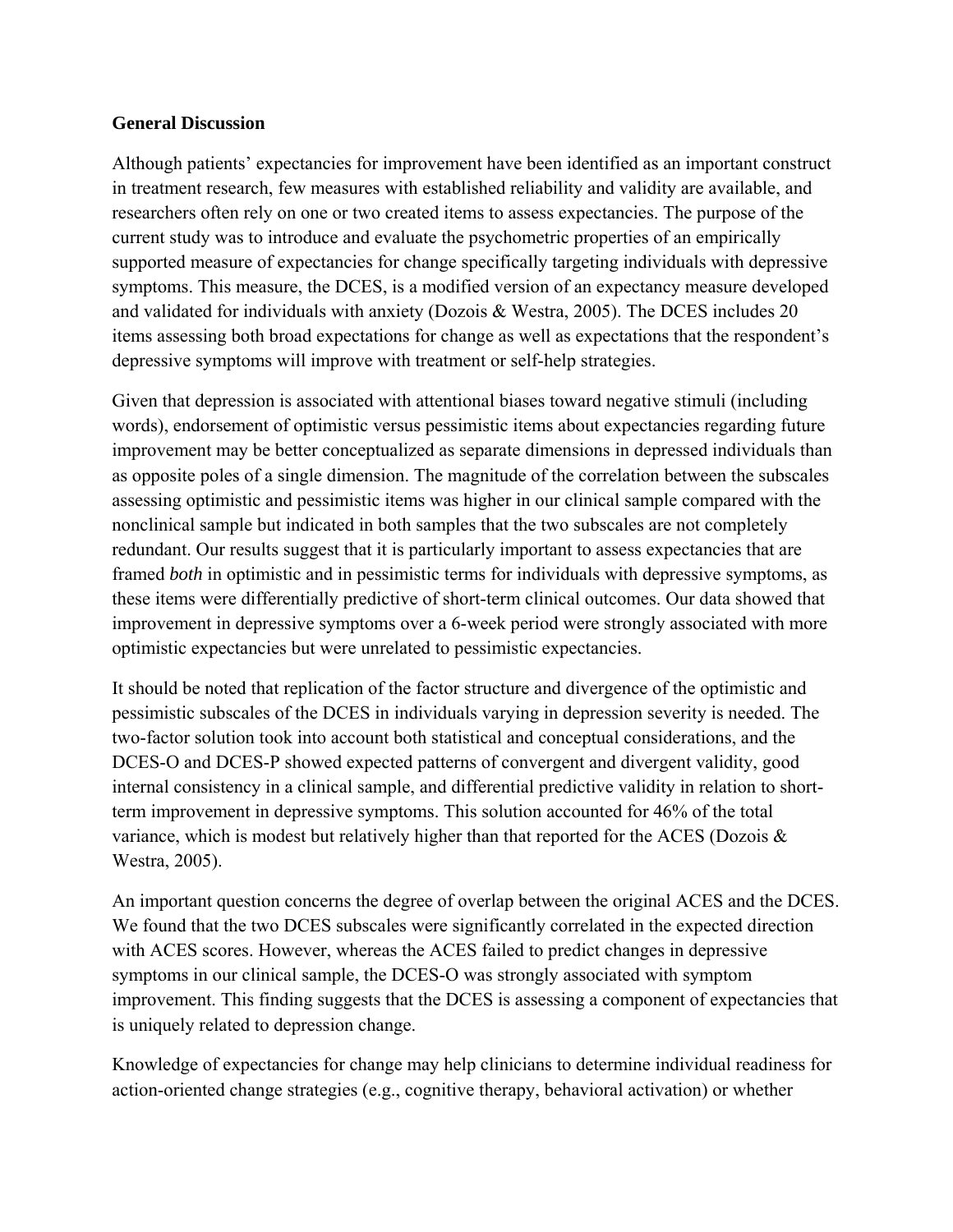**General Discussion**

Although patients' expectancies for improvement have been identified as an important construct in treatment research, few measures with established reliability and validity are available, and researchers often rely on one or two created items to assess expectancies. The purpose of the current study was to introduce and evaluate the psychometric properties of an empirically supported measure of expectancies for change specifically targeting individuals with depressive symptoms. This measure, the DCES, is a modified version of an expectancy measure developed and validated for individuals with anxiety (Dozois & Westra, 2005). The DCES includes 20 items assessing both broad expectations for change as well as expectations that the respondent's depressive symptoms will improve with treatment or self-help strategies.

Given that depression is associated with attentional biases toward negative stimuli (including words), endorsement of optimistic versus pessimistic items about expectancies regarding future improvement may be better conceptualized as separate dimensions in depressed individuals than as opposite poles of a single dimension. The magnitude of the correlation between the subscales assessing optimistic and pessimistic items was higher in our clinical sample compared with the nonclinical sample but indicated in both samples that the two subscales are not completely redundant. Our results suggest that it is particularly important to assess expectancies that are framed *both* in optimistic and in pessimistic terms for individuals with depressive symptoms, as these items were differentially predictive of short-term clinical outcomes. Our data showed that improvement in depressive symptoms over a 6-week period were strongly associated with more optimistic expectancies but were unrelated to pessimistic expectancies.

It should be noted that replication of the factor structure and divergence of the optimistic and pessimistic subscales of the DCES in individuals varying in depression severity is needed. The two-factor solution took into account both statistical and conceptual considerations, and the DCES-O and DCES-P showed expected patterns of convergent and divergent validity, good internal consistency in a clinical sample, and differential predictive validity in relation to short-term improvement in depressive symptoms. This solution accounted for 46% of the total variance, which is modest but relatively higher than that reported for the ACES (Dozois & Westra, 2005).

An important question concerns the degree of overlap between the original ACES and the DCES. We found that the two DCES subscales were significantly correlated in the expected direction with ACES scores. However, whereas the ACES failed to predict changes in depressive symptoms in our clinical sample, the DCES-O was strongly associated with symptom improvement. This finding suggests that the DCES is assessing a component of expectancies that is uniquely related to depression change.

Knowledge of expectancies for change may help clinicians to determine individual readiness for action-oriented change strategies (e.g., cognitive therapy, behavioral activation) or whether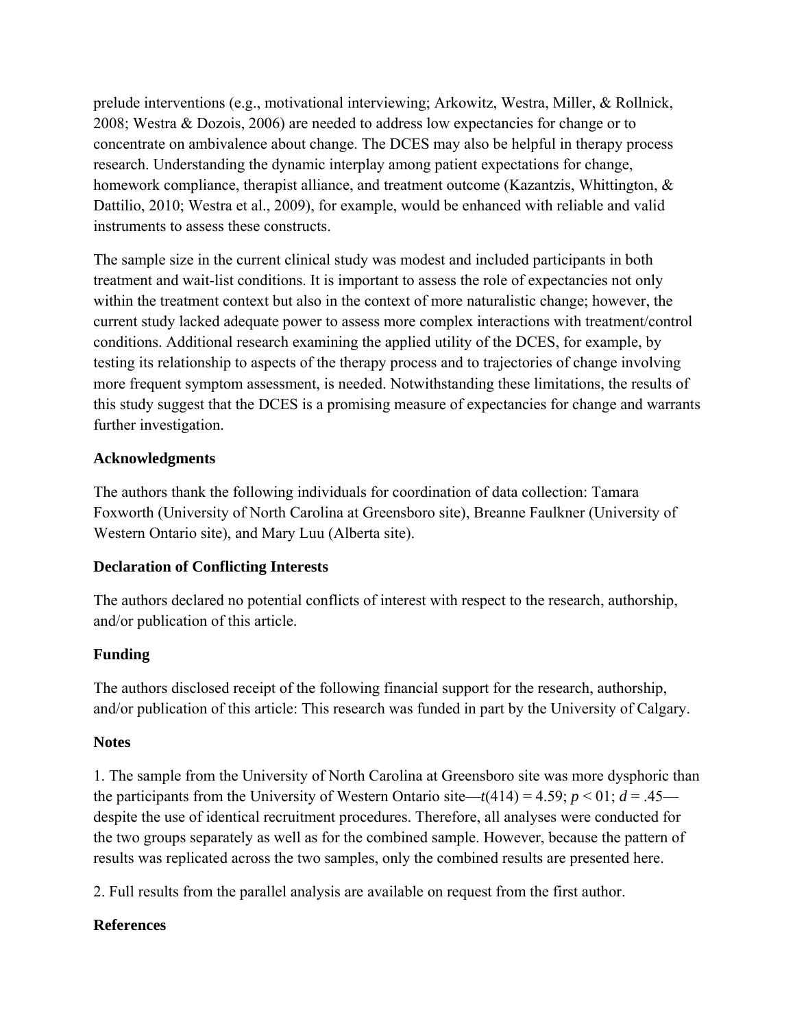prelude interventions (e.g., motivational interviewing; Arkowitz, Westra, Miller, & Rollnick, 2008; Westra & Dozois, 2006) are needed to address low expectancies for change or to concentrate on ambivalence about change. The DCES may also be helpful in therapy process research. Understanding the dynamic interplay among patient expectations for change, homework compliance, therapist alliance, and treatment outcome (Kazantzis, Whittington, & Dattilio, 2010; Westra et al., 2009), for example, would be enhanced with reliable and valid instruments to assess these constructs.

The sample size in the current clinical study was modest and included participants in both treatment and wait-list conditions. It is important to assess the role of expectancies not only within the treatment context but also in the context of more naturalistic change; however, the current study lacked adequate power to assess more complex interactions with treatment/control conditions. Additional research examining the applied utility of the DCES, for example, by testing its relationship to aspects of the therapy process and to trajectories of change involving more frequent symptom assessment, is needed. Notwithstanding these limitations, the results of this study suggest that the DCES is a promising measure of expectancies for change and warrants further investigation.

### Acknowledgments

The authors thank the following individuals for coordination of data collection: Tamara Foxworth (University of North Carolina at Greensboro site), Breanne Faulkner (University of Western Ontario site), and Mary Luu (Alberta site).

### Declaration of Conflicting Interests

The authors declared no potential conflicts of interest with respect to the research, authorship, and/or publication of this article.

### Funding

The authors disclosed receipt of the following financial support for the research, authorship, and/or publication of this article: This research was funded in part by the University of Calgary.

### Notes

1. The sample from the University of North Carolina at Greensboro site was more dysphoric than the participants from the University of Western Ontario site—$t(414) = 4.59$; $p < 01$; $d = .45$—despite the use of identical recruitment procedures. Therefore, all analyses were conducted for the two groups separately as well as for the combined sample. However, because the pattern of results was replicated across the two samples, only the combined results are presented here.

2. Full results from the parallel analysis are available on request from the first author.

### References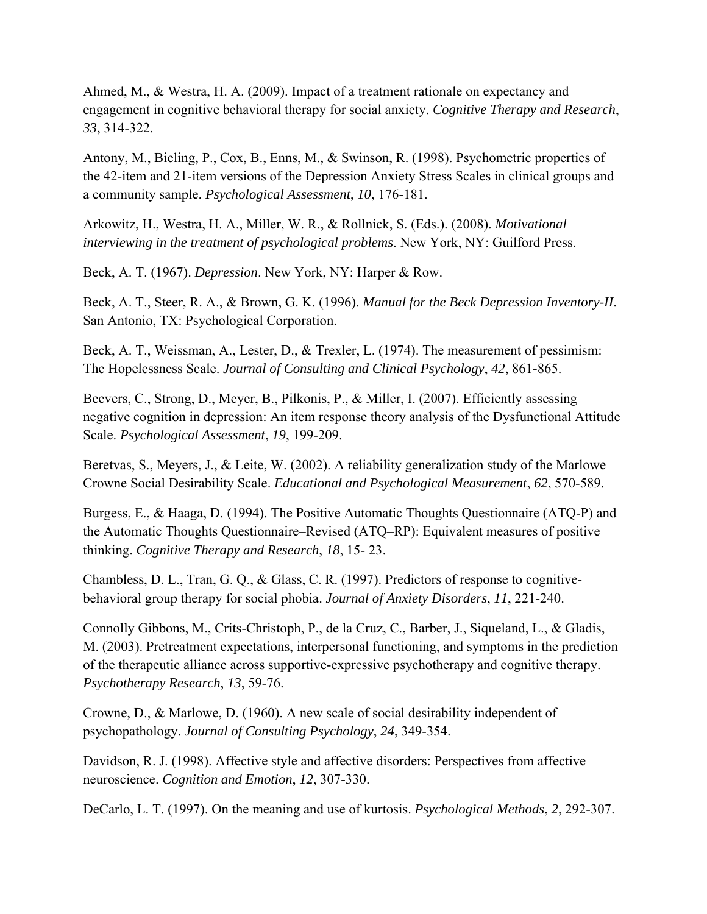Ahmed, M., & Westra, H. A. (2009). Impact of a treatment rationale on expectancy and engagement in cognitive behavioral therapy for social anxiety. *Cognitive Therapy and Research*, *33*, 314-322.

Antony, M., Bieling, P., Cox, B., Enns, M., & Swinson, R. (1998). Psychometric properties of the 42-item and 21-item versions of the Depression Anxiety Stress Scales in clinical groups and a community sample. *Psychological Assessment*, *10*, 176-181.

Arkowitz, H., Westra, H. A., Miller, W. R., & Rollnick, S. (Eds.). (2008). *Motivational interviewing in the treatment of psychological problems*. New York, NY: Guilford Press.

Beck, A. T. (1967). *Depression*. New York, NY: Harper & Row.

Beck, A. T., Steer, R. A., & Brown, G. K. (1996). *Manual for the Beck Depression Inventory-II*. San Antonio, TX: Psychological Corporation.

Beck, A. T., Weissman, A., Lester, D., & Trexler, L. (1974). The measurement of pessimism: The Hopelessness Scale. *Journal of Consulting and Clinical Psychology*, *42*, 861-865.

Beevers, C., Strong, D., Meyer, B., Pilkonis, P., & Miller, I. (2007). Efficiently assessing negative cognition in depression: An item response theory analysis of the Dysfunctional Attitude Scale. *Psychological Assessment*, *19*, 199-209.

Beretvas, S., Meyers, J., & Leite, W. (2002). A reliability generalization study of the Marlowe–Crowne Social Desirability Scale. *Educational and Psychological Measurement*, *62*, 570-589.

Burgess, E., & Haaga, D. (1994). The Positive Automatic Thoughts Questionnaire (ATQ-P) and the Automatic Thoughts Questionnaire–Revised (ATQ–RP): Equivalent measures of positive thinking. *Cognitive Therapy and Research*, *18*, 15- 23.

Chambless, D. L., Tran, G. Q., & Glass, C. R. (1997). Predictors of response to cognitive-behavioral group therapy for social phobia. *Journal of Anxiety Disorders*, *11*, 221-240.

Connolly Gibbons, M., Crits-Christoph, P., de la Cruz, C., Barber, J., Siqueland, L., & Gladis, M. (2003). Pretreatment expectations, interpersonal functioning, and symptoms in the prediction of the therapeutic alliance across supportive-expressive psychotherapy and cognitive therapy. *Psychotherapy Research*, *13*, 59-76.

Crowne, D., & Marlowe, D. (1960). A new scale of social desirability independent of psychopathology. *Journal of Consulting Psychology*, *24*, 349-354.

Davidson, R. J. (1998). Affective style and affective disorders: Perspectives from affective neuroscience. *Cognition and Emotion*, *12*, 307-330.

DeCarlo, L. T. (1997). On the meaning and use of kurtosis. *Psychological Methods*, *2*, 292-307.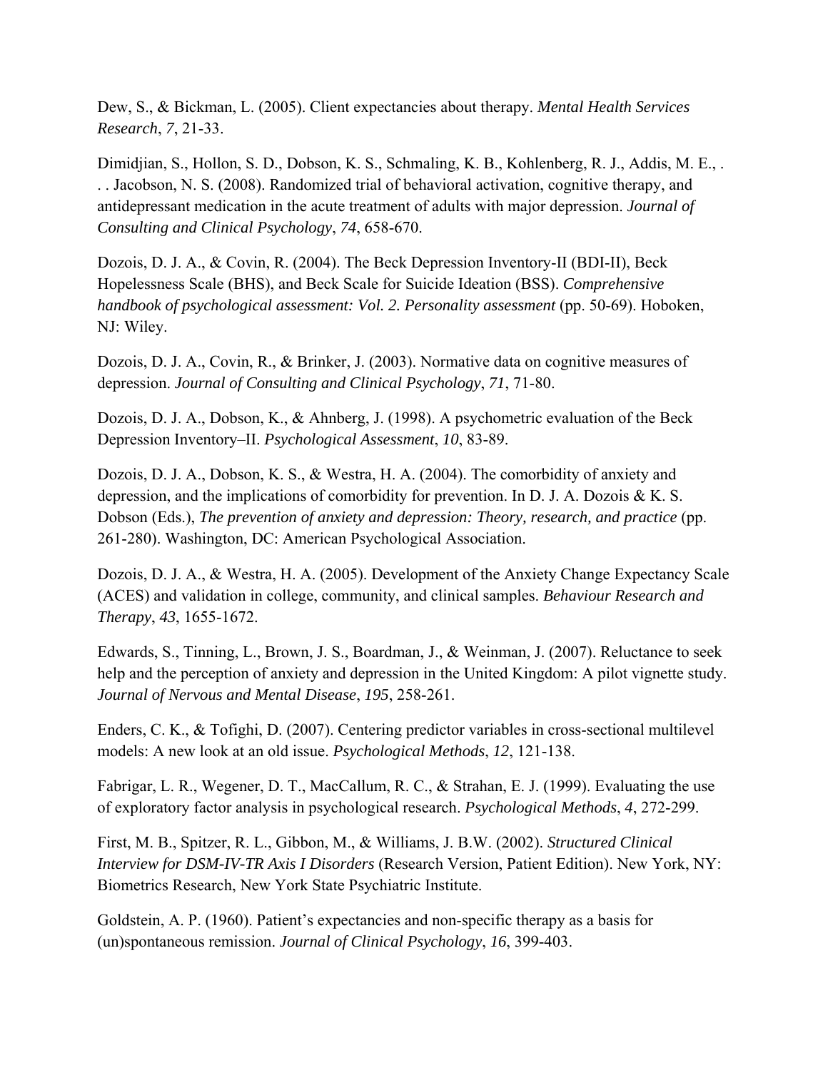Dew, S., & Bickman, L. (2005). Client expectancies about therapy. *Mental Health Services Research*, *7*, 21-33.

Dimidjian, S., Hollon, S. D., Dobson, K. S., Schmaling, K. B., Kohlenberg, R. J., Addis, M. E., . . . Jacobson, N. S. (2008). Randomized trial of behavioral activation, cognitive therapy, and antidepressant medication in the acute treatment of adults with major depression. *Journal of Consulting and Clinical Psychology*, *74*, 658-670.

Dozois, D. J. A., & Covin, R. (2004). The Beck Depression Inventory-II (BDI-II), Beck Hopelessness Scale (BHS), and Beck Scale for Suicide Ideation (BSS). *Comprehensive handbook of psychological assessment: Vol. 2. Personality assessment* (pp. 50-69). Hoboken, NJ: Wiley.

Dozois, D. J. A., Covin, R., & Brinker, J. (2003). Normative data on cognitive measures of depression. *Journal of Consulting and Clinical Psychology*, *71*, 71-80.

Dozois, D. J. A., Dobson, K., & Ahnberg, J. (1998). A psychometric evaluation of the Beck Depression Inventory–II. *Psychological Assessment*, *10*, 83-89.

Dozois, D. J. A., Dobson, K. S., & Westra, H. A. (2004). The comorbidity of anxiety and depression, and the implications of comorbidity for prevention. In D. J. A. Dozois & K. S. Dobson (Eds.), *The prevention of anxiety and depression: Theory, research, and practice* (pp. 261-280). Washington, DC: American Psychological Association.

Dozois, D. J. A., & Westra, H. A. (2005). Development of the Anxiety Change Expectancy Scale (ACES) and validation in college, community, and clinical samples. *Behaviour Research and Therapy*, *43*, 1655-1672.

Edwards, S., Tinning, L., Brown, J. S., Boardman, J., & Weinman, J. (2007). Reluctance to seek help and the perception of anxiety and depression in the United Kingdom: A pilot vignette study. *Journal of Nervous and Mental Disease*, *195*, 258-261.

Enders, C. K., & Tofighi, D. (2007). Centering predictor variables in cross-sectional multilevel models: A new look at an old issue. *Psychological Methods*, *12*, 121-138.

Fabrigar, L. R., Wegener, D. T., MacCallum, R. C., & Strahan, E. J. (1999). Evaluating the use of exploratory factor analysis in psychological research. *Psychological Methods*, *4*, 272-299.

First, M. B., Spitzer, R. L., Gibbon, M., & Williams, J. B.W. (2002). *Structured Clinical Interview for DSM-IV-TR Axis I Disorders* (Research Version, Patient Edition). New York, NY: Biometrics Research, New York State Psychiatric Institute.

Goldstein, A. P. (1960). Patient's expectancies and non-specific therapy as a basis for (un)spontaneous remission. *Journal of Clinical Psychology*, *16*, 399-403.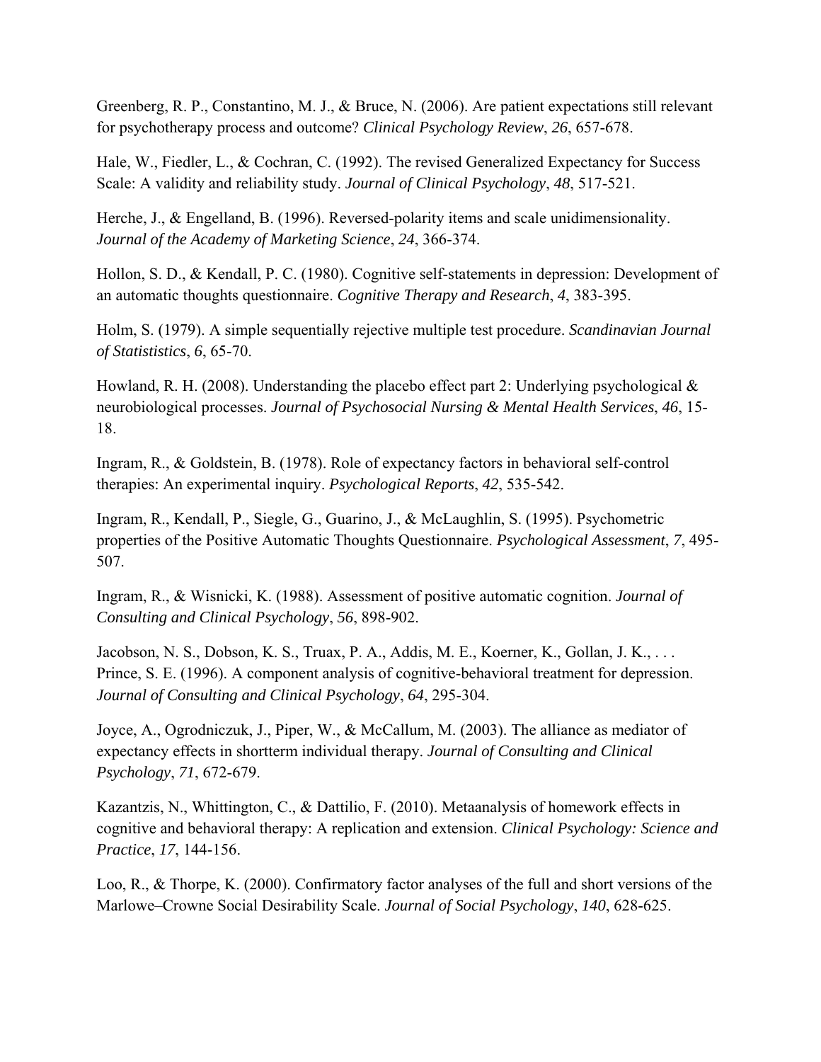Greenberg, R. P., Constantino, M. J., & Bruce, N. (2006). Are patient expectations still relevant for psychotherapy process and outcome? *Clinical Psychology Review*, *26*, 657-678.

Hale, W., Fiedler, L., & Cochran, C. (1992). The revised Generalized Expectancy for Success Scale: A validity and reliability study. *Journal of Clinical Psychology*, *48*, 517-521.

Herche, J., & Engelland, B. (1996). Reversed-polarity items and scale unidimensionality. *Journal of the Academy of Marketing Science*, *24*, 366-374.

Hollon, S. D., & Kendall, P. C. (1980). Cognitive self-statements in depression: Development of an automatic thoughts questionnaire. *Cognitive Therapy and Research*, *4*, 383-395.

Holm, S. (1979). A simple sequentially rejective multiple test procedure. *Scandinavian Journal of Statistics*, *6*, 65-70.

Howland, R. H. (2008). Understanding the placebo effect part 2: Underlying psychological & neurobiological processes. *Journal of Psychosocial Nursing & Mental Health Services*, *46*, 15-18.

Ingram, R., & Goldstein, B. (1978). Role of expectancy factors in behavioral self-control therapies: An experimental inquiry. *Psychological Reports*, *42*, 535-542.

Ingram, R., Kendall, P., Siegle, G., Guarino, J., & McLaughlin, S. (1995). Psychometric properties of the Positive Automatic Thoughts Questionnaire. *Psychological Assessment*, *7*, 495-507.

Ingram, R., & Wisnicki, K. (1988). Assessment of positive automatic cognition. *Journal of Consulting and Clinical Psychology*, *56*, 898-902.

Jacobson, N. S., Dobson, K. S., Truax, P. A., Addis, M. E., Koerner, K., Gollan, J. K., . . . Prince, S. E. (1996). A component analysis of cognitive-behavioral treatment for depression. *Journal of Consulting and Clinical Psychology*, *64*, 295-304.

Joyce, A., Ogrodniczuk, J., Piper, W., & McCallum, M. (2003). The alliance as mediator of expectancy effects in shortterm individual therapy. *Journal of Consulting and Clinical Psychology*, *71*, 672-679.

Kazantzis, N., Whittington, C., & Dattilio, F. (2010). Metaanalysis of homework effects in cognitive and behavioral therapy: A replication and extension. *Clinical Psychology: Science and Practice*, *17*, 144-156.

Loo, R., & Thorpe, K. (2000). Confirmatory factor analyses of the full and short versions of the Marlowe–Crowne Social Desirability Scale. *Journal of Social Psychology*, *140*, 628-625.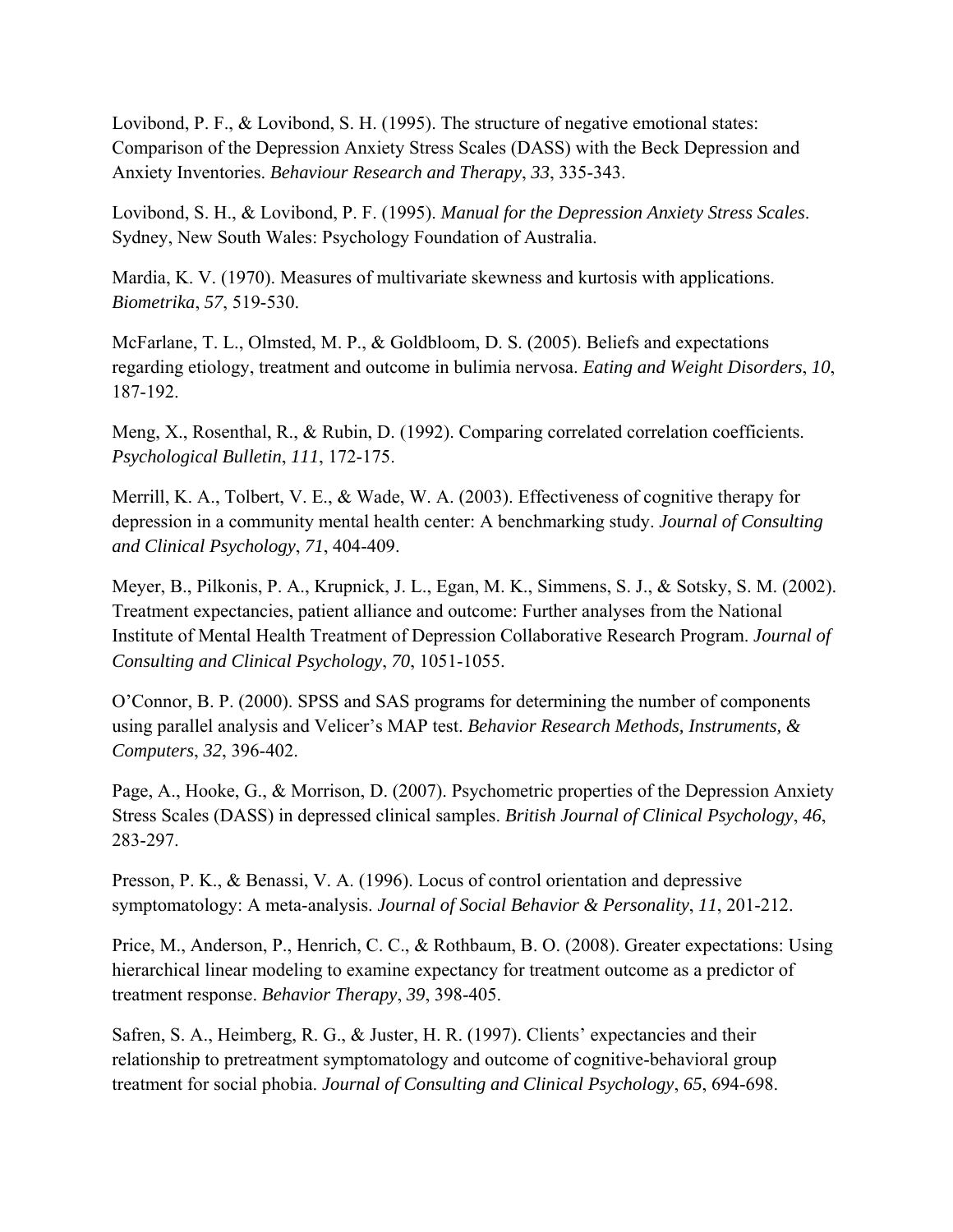Lovibond, P. F., & Lovibond, S. H. (1995). The structure of negative emotional states: Comparison of the Depression Anxiety Stress Scales (DASS) with the Beck Depression and Anxiety Inventories. *Behaviour Research and Therapy*, *33*, 335-343.

Lovibond, S. H., & Lovibond, P. F. (1995). *Manual for the Depression Anxiety Stress Scales*. Sydney, New South Wales: Psychology Foundation of Australia.

Mardia, K. V. (1970). Measures of multivariate skewness and kurtosis with applications. *Biometrika*, *57*, 519-530.

McFarlane, T. L., Olmsted, M. P., & Goldbloom, D. S. (2005). Beliefs and expectations regarding etiology, treatment and outcome in bulimia nervosa. *Eating and Weight Disorders*, *10*, 187-192.

Meng, X., Rosenthal, R., & Rubin, D. (1992). Comparing correlated correlation coefficients. *Psychological Bulletin*, *111*, 172-175.

Merrill, K. A., Tolbert, V. E., & Wade, W. A. (2003). Effectiveness of cognitive therapy for depression in a community mental health center: A benchmarking study. *Journal of Consulting and Clinical Psychology*, *71*, 404-409.

Meyer, B., Pilkonis, P. A., Krupnick, J. L., Egan, M. K., Simmens, S. J., & Sotsky, S. M. (2002). Treatment expectancies, patient alliance and outcome: Further analyses from the National Institute of Mental Health Treatment of Depression Collaborative Research Program. *Journal of Consulting and Clinical Psychology*, *70*, 1051-1055.

O'Connor, B. P. (2000). SPSS and SAS programs for determining the number of components using parallel analysis and Velicer's MAP test. *Behavior Research Methods, Instruments, & Computers*, *32*, 396-402.

Page, A., Hooke, G., & Morrison, D. (2007). Psychometric properties of the Depression Anxiety Stress Scales (DASS) in depressed clinical samples. *British Journal of Clinical Psychology*, *46*, 283-297.

Presson, P. K., & Benassi, V. A. (1996). Locus of control orientation and depressive symptomatology: A meta-analysis. *Journal of Social Behavior & Personality*, *11*, 201-212.

Price, M., Anderson, P., Henrich, C. C., & Rothbaum, B. O. (2008). Greater expectations: Using hierarchical linear modeling to examine expectancy for treatment outcome as a predictor of treatment response. *Behavior Therapy*, *39*, 398-405.

Safren, S. A., Heimberg, R. G., & Juster, H. R. (1997). Clients' expectancies and their relationship to pretreatment symptomatology and outcome of cognitive-behavioral group treatment for social phobia. *Journal of Consulting and Clinical Psychology*, *65*, 694-698.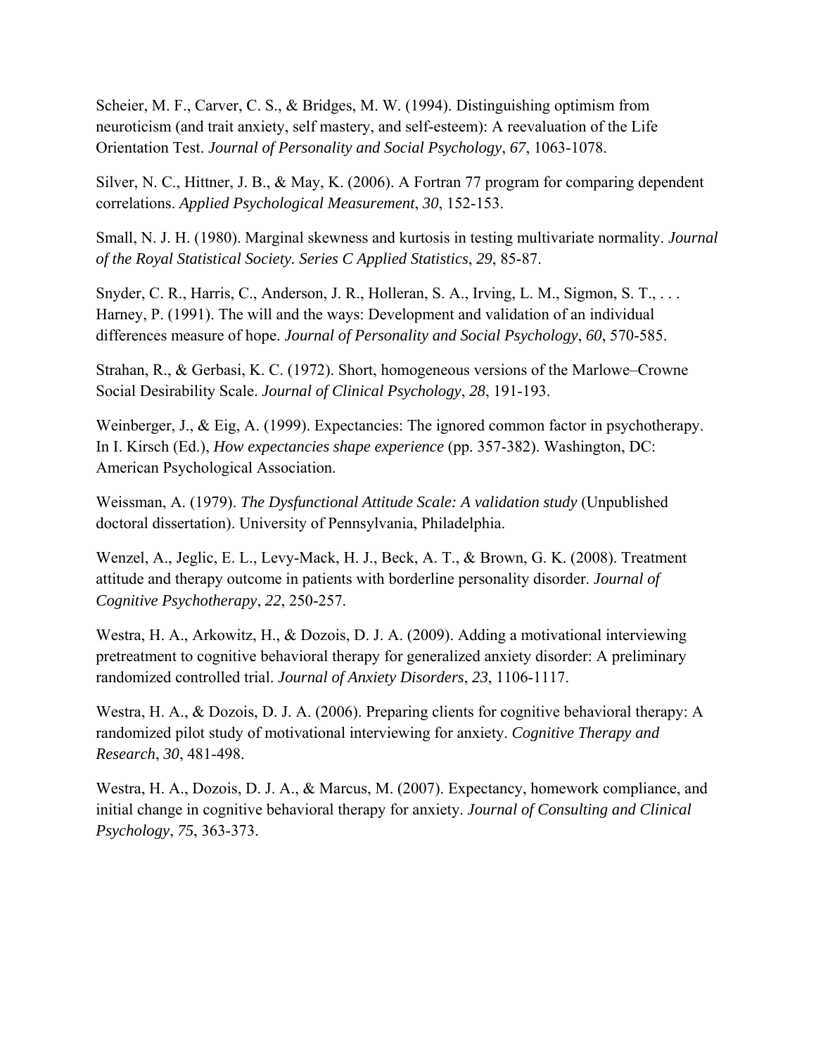Scheier, M. F., Carver, C. S., & Bridges, M. W. (1994). Distinguishing optimism from neuroticism (and trait anxiety, self mastery, and self-esteem): A reevaluation of the Life Orientation Test. *Journal of Personality and Social Psychology*, *67*, 1063-1078.

Silver, N. C., Hittner, J. B., & May, K. (2006). A Fortran 77 program for comparing dependent correlations. *Applied Psychological Measurement*, *30*, 152-153.

Small, N. J. H. (1980). Marginal skewness and kurtosis in testing multivariate normality. *Journal of the Royal Statistical Society. Series C Applied Statistics*, *29*, 85-87.

Snyder, C. R., Harris, C., Anderson, J. R., Holleran, S. A., Irving, L. M., Sigmon, S. T., . . . Harney, P. (1991). The will and the ways: Development and validation of an individual differences measure of hope. *Journal of Personality and Social Psychology*, *60*, 570-585.

Strahan, R., & Gerbasi, K. C. (1972). Short, homogeneous versions of the Marlowe–Crowne Social Desirability Scale. *Journal of Clinical Psychology*, *28*, 191-193.

Weinberger, J., & Eig, A. (1999). Expectancies: The ignored common factor in psychotherapy. In I. Kirsch (Ed.), *How expectancies shape experience* (pp. 357-382). Washington, DC: American Psychological Association.

Weissman, A. (1979). *The Dysfunctional Attitude Scale: A validation study* (Unpublished doctoral dissertation). University of Pennsylvania, Philadelphia.

Wenzel, A., Jeglic, E. L., Levy-Mack, H. J., Beck, A. T., & Brown, G. K. (2008). Treatment attitude and therapy outcome in patients with borderline personality disorder. *Journal of Cognitive Psychotherapy*, *22*, 250-257.

Westra, H. A., Arkowitz, H., & Dozois, D. J. A. (2009). Adding a motivational interviewing pretreatment to cognitive behavioral therapy for generalized anxiety disorder: A preliminary randomized controlled trial. *Journal of Anxiety Disorders*, *23*, 1106-1117.

Westra, H. A., & Dozois, D. J. A. (2006). Preparing clients for cognitive behavioral therapy: A randomized pilot study of motivational interviewing for anxiety. *Cognitive Therapy and Research*, *30*, 481-498.

Westra, H. A., Dozois, D. J. A., & Marcus, M. (2007). Expectancy, homework compliance, and initial change in cognitive behavioral therapy for anxiety. *Journal of Consulting and Clinical Psychology*, *75*, 363-373.